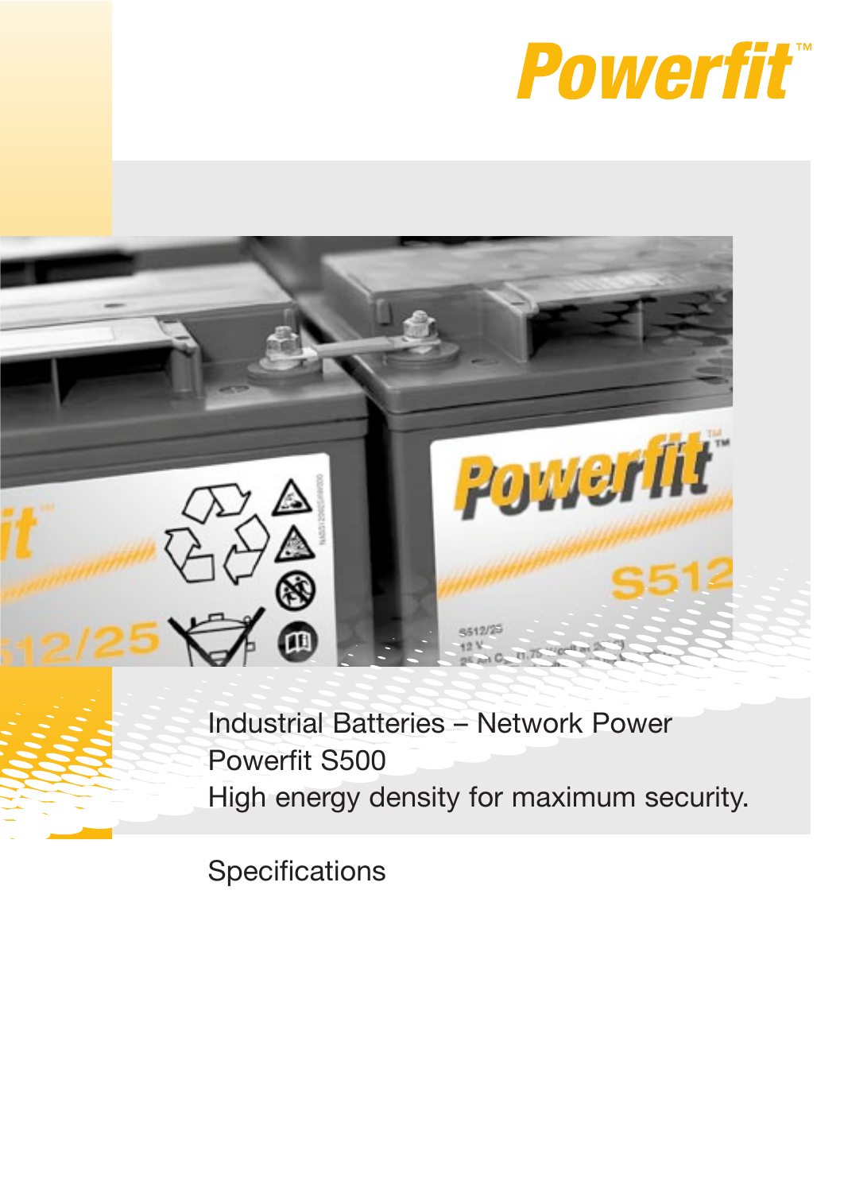# Powerfit™

Industrial Batteries – Network Power
Powerfit S500
High energy density for maximum security.

Specifications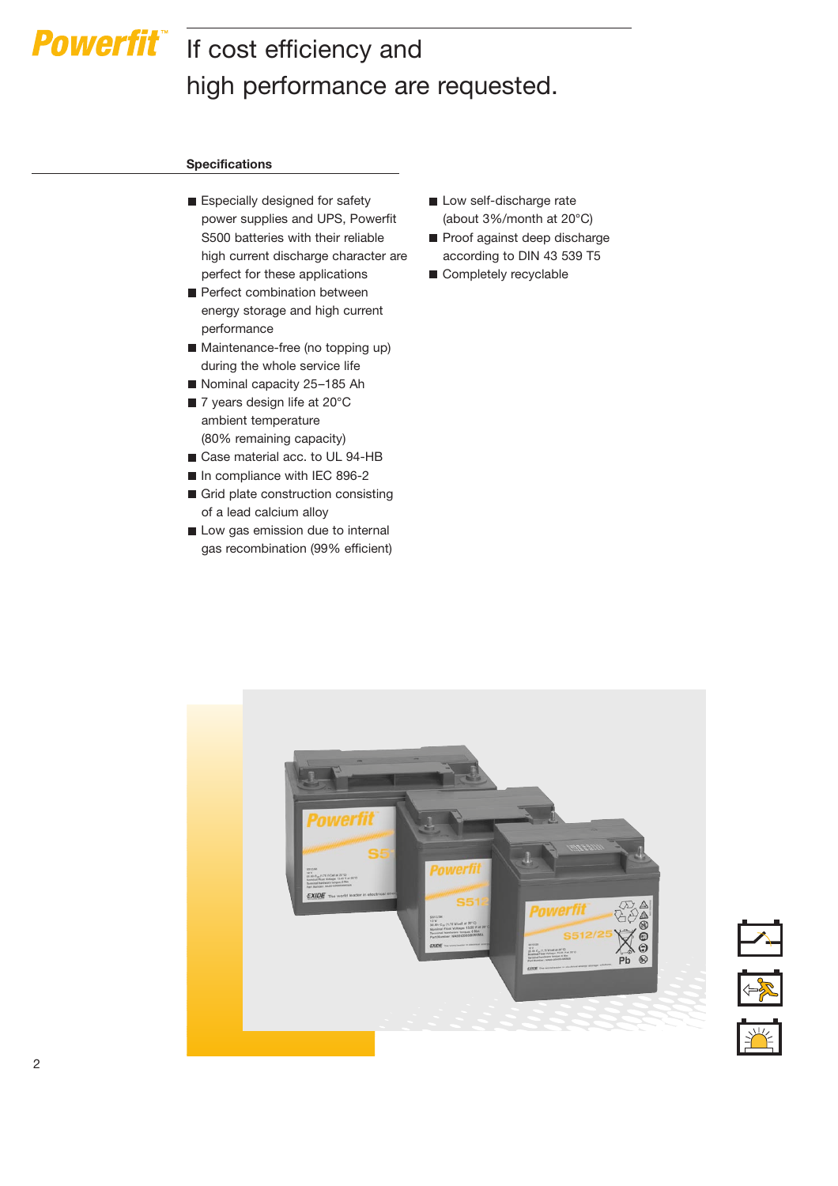Powerfit™

# If cost efficiency and high performance are requested.

## Specifications

- Especially designed for safety power supplies and UPS, Powerfit S500 batteries with their reliable high current discharge character are perfect for these applications
- Perfect combination between energy storage and high current performance
- Maintenance-free (no topping up) during the whole service life
- Nominal capacity 25–185 Ah
- 7 years design life at 20°C ambient temperature (80% remaining capacity)
- Case material acc. to UL 94-HB
- In compliance with IEC 896-2
- Grid plate construction consisting of a lead calcium alloy
- Low gas emission due to internal gas recombination (99% efficient)
- Low self-discharge rate (about 3%/month at 20°C)
- Proof against deep discharge according to DIN 43 539 T5
- Completely recyclable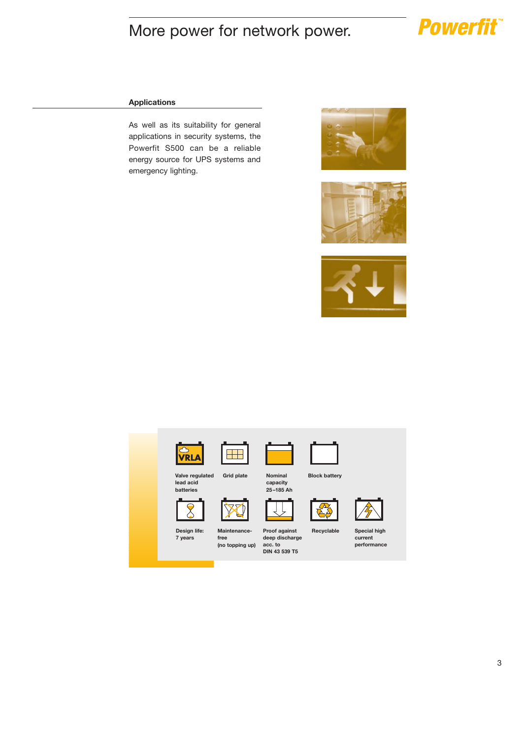# More power for network power.

## Applications

As well as its suitability for general applications in security systems, the Powerfit S500 can be a reliable energy source for UPS systems and emergency lighting.

- Valve regulated lead acid batteries
- Grid plate
- Nominal capacity 25–185 Ah
- Block battery
- Design life: 7 years
- Maintenance-free (no topping up)
- Proof against deep discharge acc. to DIN 43 539 T5
- Recyclable
- Special high current performance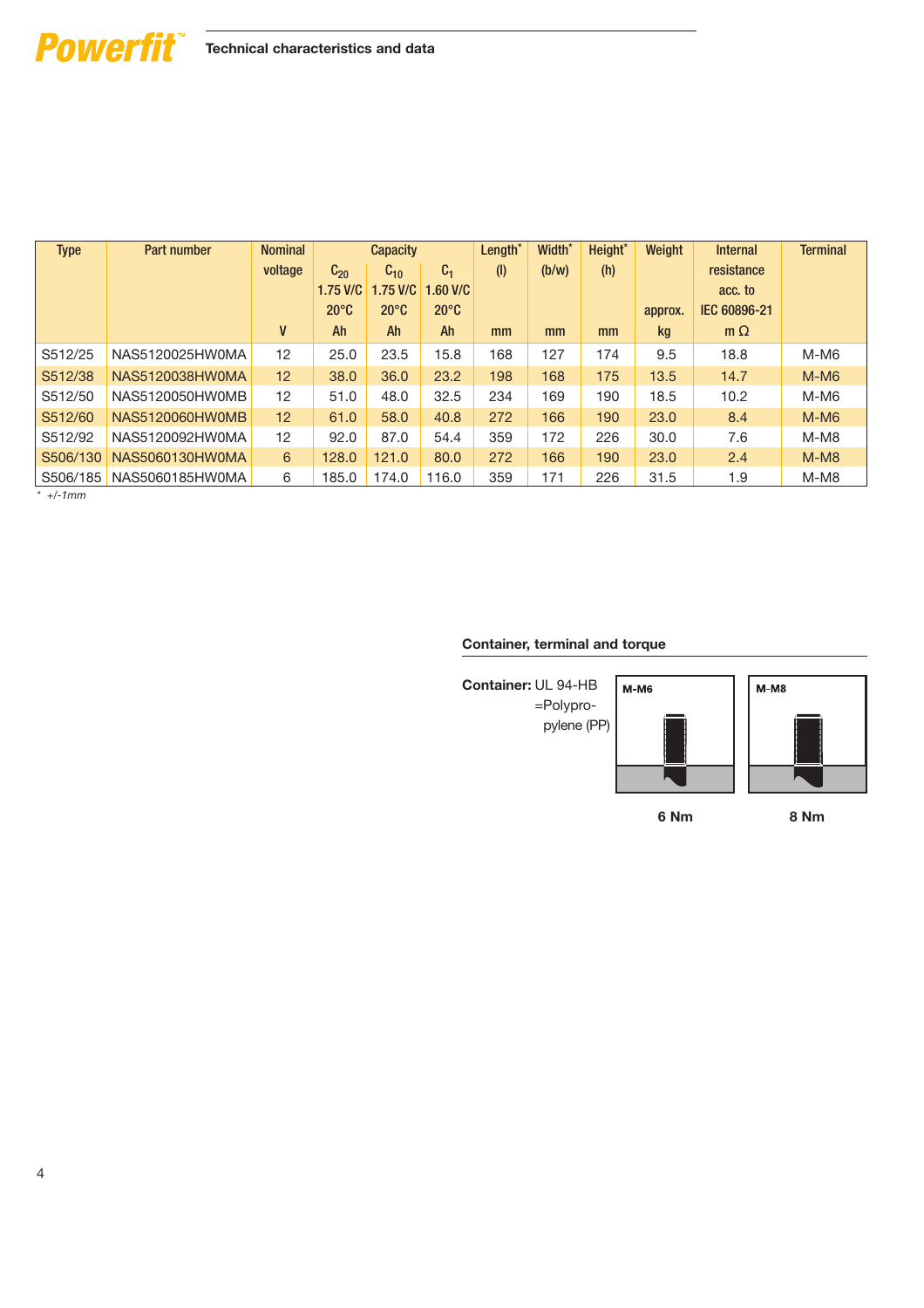## Technical characteristics and data

| Type | Part number | Nominal voltage | Capacity | | | Length* (l) | Width* (b/w) | Height* (h) | Weight | Internal resistance acc. to IEC 60896-21 | Terminal |
|---|---|---|---|---|---|---|---|---|---|---|---|
| | | | $C_{20}$ 1.75 V/C 20°C | $C_{10}$ 1.75 V/C 20°C | $C_1$ 1.60 V/C 20°C | | | | approx. | | |
| | | V | Ah | Ah | Ah | mm | mm | mm | kg | m Ω | |
| S512/25 | NAS5120025HW0MA | 12 | 25.0 | 23.5 | 15.8 | 168 | 127 | 174 | 9.5 | 18.8 | M-M6 |
| S512/38 | NAS5120038HW0MA | 12 | 38.0 | 36.0 | 23.2 | 198 | 168 | 175 | 13.5 | 14.7 | M-M6 |
| S512/50 | NAS5120050HW0MB | 12 | 51.0 | 48.0 | 32.5 | 234 | 169 | 190 | 18.5 | 10.2 | M-M6 |
| S512/60 | NAS5120060HW0MB | 12 | 61.0 | 58.0 | 40.8 | 272 | 166 | 190 | 23.0 | 8.4 | M-M6 |
| S512/92 | NAS5120092HW0MA | 12 | 92.0 | 87.0 | 54.4 | 359 | 172 | 226 | 30.0 | 7.6 | M-M8 |
| S506/130 | NAS5060130HW0MA | 6 | 128.0 | 121.0 | 80.0 | 272 | 166 | 190 | 23.0 | 2.4 | M-M8 |
| S506/185 | NAS5060185HW0MA | 6 | 185.0 | 174.0 | 116.0 | 359 | 171 | 226 | 31.5 | 1.9 | M-M8 |

*\* +/-1mm*

### Container, terminal and torque

**Container:** UL 94-HB =Polypropylene (PP)

M-M6: 6 Nm

M-M8: 8 Nm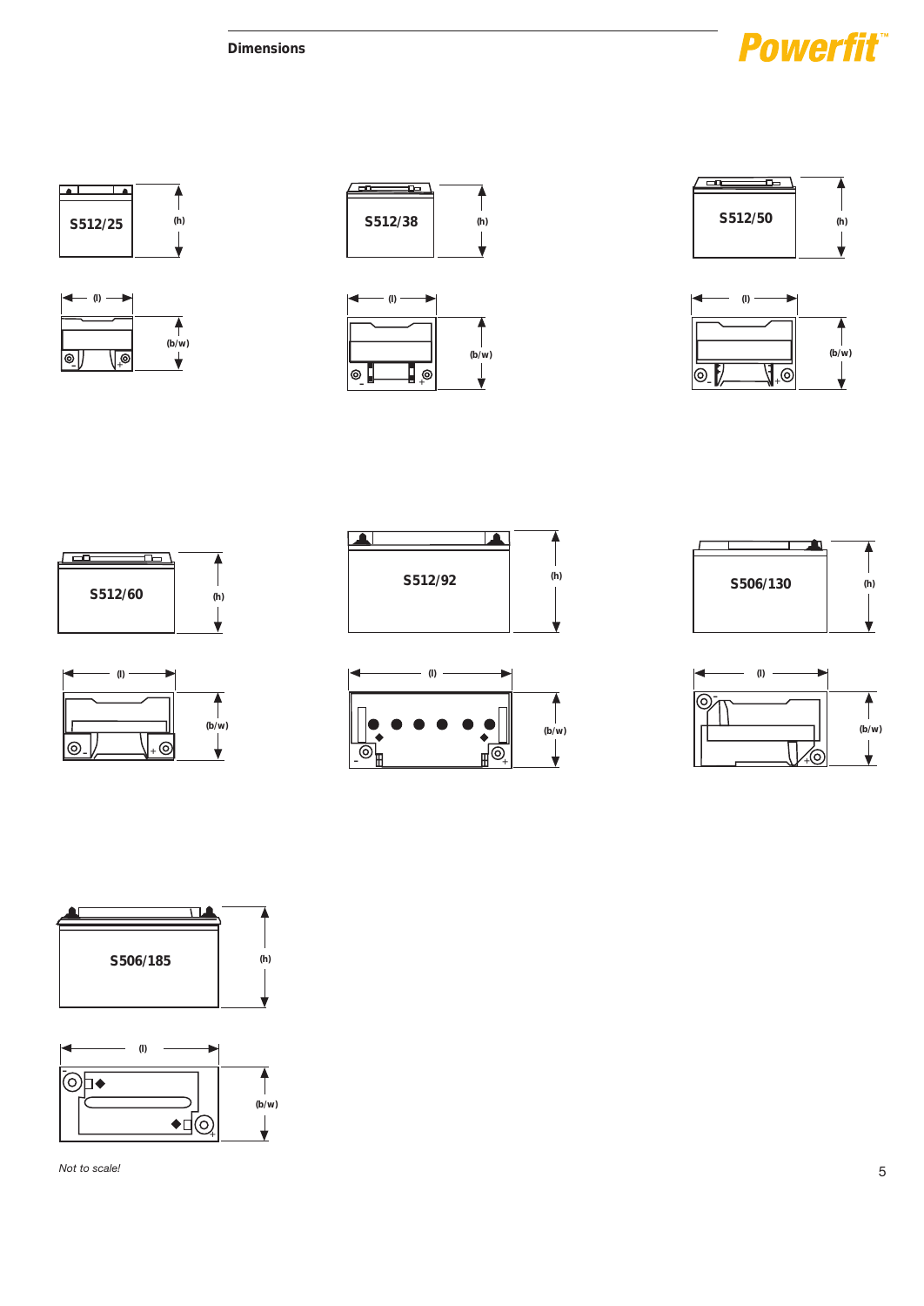## Dimensions

S512/25

(h)

(l)

(b/w)

S512/38

(h)

(l)

(b/w)

S512/50

(h)

(l)

(b/w)

S512/60

(h)

(l)

(b/w)

S512/92

(h)

(l)

(b/w)

S506/130

(h)

(l)

(b/w)

S506/185

(h)

(l)

(b/w)

*Not to scale!*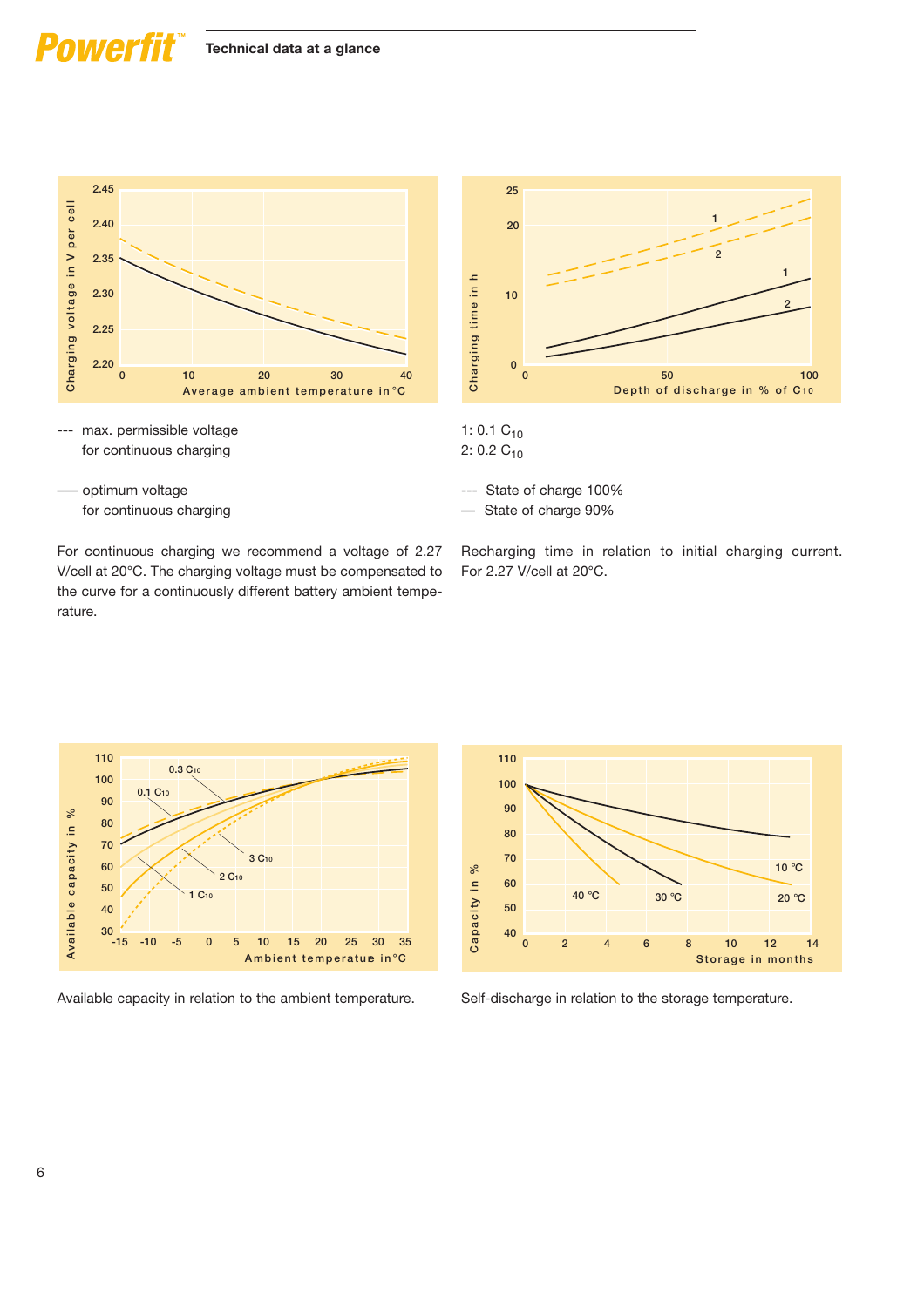## Technical data at a glance

--- max. permissible voltage for continuous charging

—— optimum voltage for continuous charging

For continuous charging we recommend a voltage of 2.27 V/cell at 20°C. The charging voltage must be compensated to the curve for a continuously different battery ambient temperature.

1: 0.1 $C_{10}$
2: 0.2 $C_{10}$

--- State of charge 100%
— State of charge 90%

Recharging time in relation to initial charging current. For 2.27 V/cell at 20°C.

Available capacity in relation to the ambient temperature.

Self-discharge in relation to the storage temperature.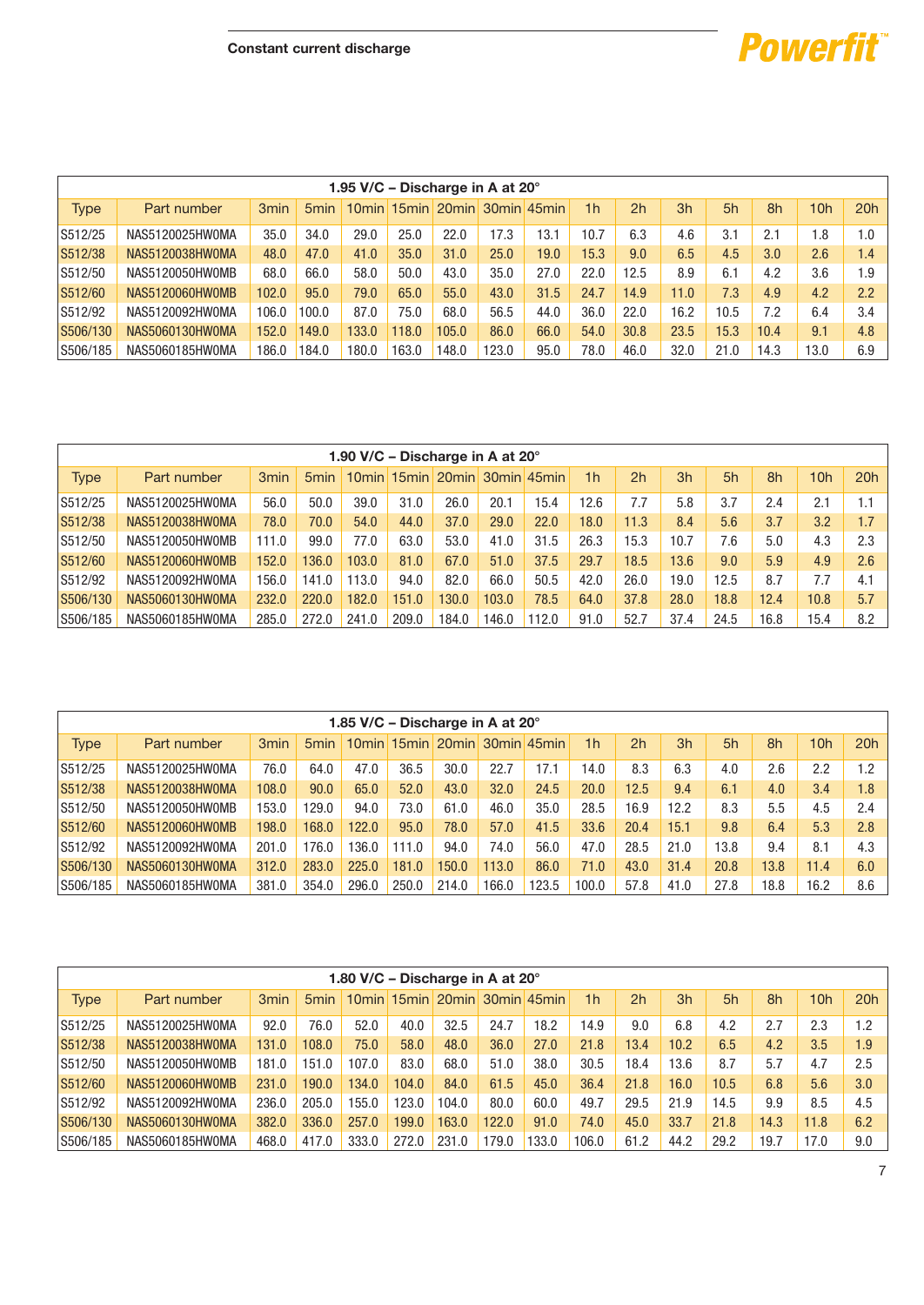## Constant current discharge

| 1.95 V/C – Discharge in A at 20° | | | | | | | | | | | | | | | | |
|---|---|---|---|---|---|---|---|---|---|---|---|---|---|---|---|---|
| Type | Part number | 3min | 5min | 10min | 15min | 20min | 30min | 45min | 1h | 2h | 3h | 5h | 8h | 10h | 20h |
| S512/25 | NAS5120025HW0MA | 35.0 | 34.0 | 29.0 | 25.0 | 22.0 | 17.3 | 13.1 | 10.7 | 6.3 | 4.6 | 3.1 | 2.1 | 1.8 | 1.0 |
| S512/38 | NAS5120038HW0MA | 48.0 | 47.0 | 41.0 | 35.0 | 31.0 | 25.0 | 19.0 | 15.3 | 9.0 | 6.5 | 4.5 | 3.0 | 2.6 | 1.4 |
| S512/50 | NAS5120050HW0MB | 68.0 | 66.0 | 58.0 | 50.0 | 43.0 | 35.0 | 27.0 | 22.0 | 12.5 | 8.9 | 6.1 | 4.2 | 3.6 | 1.9 |
| S512/60 | NAS5120060HW0MB | 102.0 | 95.0 | 79.0 | 65.0 | 55.0 | 43.0 | 31.5 | 24.7 | 14.9 | 11.0 | 7.3 | 4.9 | 4.2 | 2.2 |
| S512/92 | NAS5120092HW0MA | 106.0 | 100.0 | 87.0 | 75.0 | 68.0 | 56.5 | 44.0 | 36.0 | 22.0 | 16.2 | 10.5 | 7.2 | 6.4 | 3.4 |
| S506/130 | NAS5060130HW0MA | 152.0 | 149.0 | 133.0 | 118.0 | 105.0 | 86.0 | 66.0 | 54.0 | 30.8 | 23.5 | 15.3 | 10.4 | 9.1 | 4.8 |
| S506/185 | NAS5060185HW0MA | 186.0 | 184.0 | 180.0 | 163.0 | 148.0 | 123.0 | 95.0 | 78.0 | 46.0 | 32.0 | 21.0 | 14.3 | 13.0 | 6.9 |

| 1.90 V/C – Discharge in A at 20° | | | | | | | | | | | | | | | | |
|---|---|---|---|---|---|---|---|---|---|---|---|---|---|---|---|---|
| Type | Part number | 3min | 5min | 10min | 15min | 20min | 30min | 45min | 1h | 2h | 3h | 5h | 8h | 10h | 20h |
| S512/25 | NAS5120025HW0MA | 56.0 | 50.0 | 39.0 | 31.0 | 26.0 | 20.1 | 15.4 | 12.6 | 7.7 | 5.8 | 3.7 | 2.4 | 2.1 | 1.1 |
| S512/38 | NAS5120038HW0MA | 78.0 | 70.0 | 54.0 | 44.0 | 37.0 | 29.0 | 22.0 | 18.0 | 11.3 | 8.4 | 5.6 | 3.7 | 3.2 | 1.7 |
| S512/50 | NAS5120050HW0MB | 111.0 | 99.0 | 77.0 | 63.0 | 53.0 | 41.0 | 31.5 | 26.3 | 15.3 | 10.7 | 7.6 | 5.0 | 4.3 | 2.3 |
| S512/60 | NAS5120060HW0MB | 152.0 | 136.0 | 103.0 | 81.0 | 67.0 | 51.0 | 37.5 | 29.7 | 18.5 | 13.6 | 9.0 | 5.9 | 4.9 | 2.6 |
| S512/92 | NAS5120092HW0MA | 156.0 | 141.0 | 113.0 | 94.0 | 82.0 | 66.0 | 50.5 | 42.0 | 26.0 | 19.0 | 12.5 | 8.7 | 7.7 | 4.1 |
| S506/130 | NAS5060130HW0MA | 232.0 | 220.0 | 182.0 | 151.0 | 130.0 | 103.0 | 78.5 | 64.0 | 37.8 | 28.0 | 18.8 | 12.4 | 10.8 | 5.7 |
| S506/185 | NAS5060185HW0MA | 285.0 | 272.0 | 241.0 | 209.0 | 184.0 | 146.0 | 112.0 | 91.0 | 52.7 | 37.4 | 24.5 | 16.8 | 15.4 | 8.2 |

| 1.85 V/C – Discharge in A at 20° | | | | | | | | | | | | | | | | |
|---|---|---|---|---|---|---|---|---|---|---|---|---|---|---|---|---|
| Type | Part number | 3min | 5min | 10min | 15min | 20min | 30min | 45min | 1h | 2h | 3h | 5h | 8h | 10h | 20h |
| S512/25 | NAS5120025HW0MA | 76.0 | 64.0 | 47.0 | 36.5 | 30.0 | 22.7 | 17.1 | 14.0 | 8.3 | 6.3 | 4.0 | 2.6 | 2.2 | 1.2 |
| S512/38 | NAS5120038HW0MA | 108.0 | 90.0 | 65.0 | 52.0 | 43.0 | 32.0 | 24.5 | 20.0 | 12.5 | 9.4 | 6.1 | 4.0 | 3.4 | 1.8 |
| S512/50 | NAS5120050HW0MB | 153.0 | 129.0 | 94.0 | 73.0 | 61.0 | 46.0 | 35.0 | 28.5 | 16.9 | 12.2 | 8.3 | 5.5 | 4.5 | 2.4 |
| S512/60 | NAS5120060HW0MB | 198.0 | 168.0 | 122.0 | 95.0 | 78.0 | 57.0 | 41.5 | 33.6 | 20.4 | 15.1 | 9.8 | 6.4 | 5.3 | 2.8 |
| S512/92 | NAS5120092HW0MA | 201.0 | 176.0 | 136.0 | 111.0 | 94.0 | 74.0 | 56.0 | 47.0 | 28.5 | 21.0 | 13.8 | 9.4 | 8.1 | 4.3 |
| S506/130 | NAS5060130HW0MA | 312.0 | 283.0 | 225.0 | 181.0 | 150.0 | 113.0 | 86.0 | 71.0 | 43.0 | 31.4 | 20.8 | 13.8 | 11.4 | 6.0 |
| S506/185 | NAS5060185HW0MA | 381.0 | 354.0 | 296.0 | 250.0 | 214.0 | 166.0 | 123.5 | 100.0 | 57.8 | 41.0 | 27.8 | 18.8 | 16.2 | 8.6 |

| 1.80 V/C – Discharge in A at 20° | | | | | | | | | | | | | | | | |
|---|---|---|---|---|---|---|---|---|---|---|---|---|---|---|---|---|
| Type | Part number | 3min | 5min | 10min | 15min | 20min | 30min | 45min | 1h | 2h | 3h | 5h | 8h | 10h | 20h |
| S512/25 | NAS5120025HW0MA | 92.0 | 76.0 | 52.0 | 40.0 | 32.5 | 24.7 | 18.2 | 14.9 | 9.0 | 6.8 | 4.2 | 2.7 | 2.3 | 1.2 |
| S512/38 | NAS5120038HW0MA | 131.0 | 108.0 | 75.0 | 58.0 | 48.0 | 36.0 | 27.0 | 21.8 | 13.4 | 10.2 | 6.5 | 4.2 | 3.5 | 1.9 |
| S512/50 | NAS5120050HW0MB | 181.0 | 151.0 | 107.0 | 83.0 | 68.0 | 51.0 | 38.0 | 30.5 | 18.4 | 13.6 | 8.7 | 5.7 | 4.7 | 2.5 |
| S512/60 | NAS5120060HW0MB | 231.0 | 190.0 | 134.0 | 104.0 | 84.0 | 61.5 | 45.0 | 36.4 | 21.8 | 16.0 | 10.5 | 6.8 | 5.6 | 3.0 |
| S512/92 | NAS5120092HW0MA | 236.0 | 205.0 | 155.0 | 123.0 | 104.0 | 80.0 | 60.0 | 49.7 | 29.5 | 21.9 | 14.5 | 9.9 | 8.5 | 4.5 |
| S506/130 | NAS5060130HW0MA | 382.0 | 336.0 | 257.0 | 199.0 | 163.0 | 122.0 | 91.0 | 74.0 | 45.0 | 33.7 | 21.8 | 14.3 | 11.8 | 6.2 |
| S506/185 | NAS5060185HW0MA | 468.0 | 417.0 | 333.0 | 272.0 | 231.0 | 179.0 | 133.0 | 106.0 | 61.2 | 44.2 | 29.2 | 19.7 | 17.0 | 9.0 |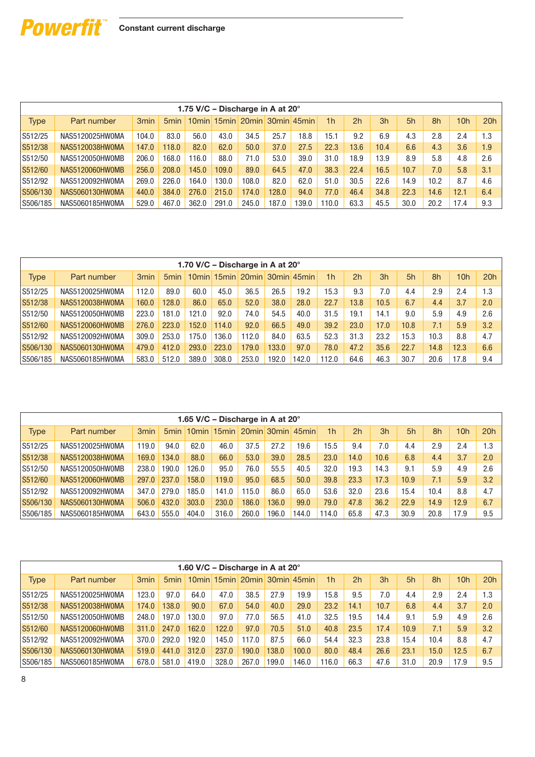Powerfit™

## Constant current discharge

| 1.75 V/C – Discharge in A at 20° | | | | | | | | | | | | | | | |
|---|---|---|---|---|---|---|---|---|---|---|---|---|---|---|---|
| Type | Part number | 3min | 5min | 10min | 15min | 20min | 30min | 45min | 1h | 2h | 3h | 5h | 8h | 10h | 20h |
| S512/25 | NAS5120025HW0MA | 104.0 | 83.0 | 56.0 | 43.0 | 34.5 | 25.7 | 18.8 | 15.1 | 9.2 | 6.9 | 4.3 | 2.8 | 2.4 | 1.3 |
| S512/38 | NAS5120038HW0MA | 147.0 | 118.0 | 82.0 | 62.0 | 50.0 | 37.0 | 27.5 | 22.3 | 13.6 | 10.4 | 6.6 | 4.3 | 3.6 | 1.9 |
| S512/50 | NAS5120050HW0MB | 206.0 | 168.0 | 116.0 | 88.0 | 71.0 | 53.0 | 39.0 | 31.0 | 18.9 | 13.9 | 8.9 | 5.8 | 4.8 | 2.6 |
| S512/60 | NAS5120060HW0MB | 256.0 | 208.0 | 145.0 | 109.0 | 89.0 | 64.5 | 47.0 | 38.3 | 22.4 | 16.5 | 10.7 | 7.0 | 5.8 | 3.1 |
| S512/92 | NAS5120092HW0MA | 269.0 | 226.0 | 164.0 | 130.0 | 108.0 | 82.0 | 62.0 | 51.0 | 30.5 | 22.6 | 14.9 | 10.2 | 8.7 | 4.6 |
| S506/130 | NAS5060130HW0MA | 440.0 | 384.0 | 276.0 | 215.0 | 174.0 | 128.0 | 94.0 | 77.0 | 46.4 | 34.8 | 22.3 | 14.6 | 12.1 | 6.4 |
| S506/185 | NAS5060185HW0MA | 529.0 | 467.0 | 362.0 | 291.0 | 245.0 | 187.0 | 139.0 | 110.0 | 63.3 | 45.5 | 30.0 | 20.2 | 17.4 | 9.3 |

| 1.70 V/C – Discharge in A at 20° | | | | | | | | | | | | | | | |
|---|---|---|---|---|---|---|---|---|---|---|---|---|---|---|---|
| Type | Part number | 3min | 5min | 10min | 15min | 20min | 30min | 45min | 1h | 2h | 3h | 5h | 8h | 10h | 20h |
| S512/25 | NAS5120025HW0MA | 112.0 | 89.0 | 60.0 | 45.0 | 36.5 | 26.5 | 19.2 | 15.3 | 9.3 | 7.0 | 4.4 | 2.9 | 2.4 | 1.3 |
| S512/38 | NAS5120038HW0MA | 160.0 | 128.0 | 86.0 | 65.0 | 52.0 | 38.0 | 28.0 | 22.7 | 13.8 | 10.5 | 6.7 | 4.4 | 3.7 | 2.0 |
| S512/50 | NAS5120050HW0MB | 223.0 | 181.0 | 121.0 | 92.0 | 74.0 | 54.5 | 40.0 | 31.5 | 19.1 | 14.1 | 9.0 | 5.9 | 4.9 | 2.6 |
| S512/60 | NAS5120060HW0MB | 276.0 | 223.0 | 152.0 | 114.0 | 92.0 | 66.5 | 49.0 | 39.2 | 23.0 | 17.0 | 10.8 | 7.1 | 5.9 | 3.2 |
| S512/92 | NAS5120092HW0MA | 309.0 | 253.0 | 175.0 | 136.0 | 112.0 | 84.0 | 63.5 | 52.3 | 31.3 | 23.2 | 15.3 | 10.3 | 8.8 | 4.7 |
| S506/130 | NAS5060130HW0MA | 479.0 | 412.0 | 293.0 | 223.0 | 179.0 | 133.0 | 97.0 | 78.0 | 47.2 | 35.6 | 22.7 | 14.8 | 12.3 | 6.6 |
| S506/185 | NAS5060185HW0MA | 583.0 | 512.0 | 389.0 | 308.0 | 253.0 | 192.0 | 142.0 | 112.0 | 64.6 | 46.3 | 30.7 | 20.6 | 17.8 | 9.4 |

| 1.65 V/C – Discharge in A at 20° | | | | | | | | | | | | | | | |
|---|---|---|---|---|---|---|---|---|---|---|---|---|---|---|---|
| Type | Part number | 3min | 5min | 10min | 15min | 20min | 30min | 45min | 1h | 2h | 3h | 5h | 8h | 10h | 20h |
| S512/25 | NAS5120025HW0MA | 119.0 | 94.0 | 62.0 | 46.0 | 37.5 | 27.2 | 19.6 | 15.5 | 9.4 | 7.0 | 4.4 | 2.9 | 2.4 | 1.3 |
| S512/38 | NAS5120038HW0MA | 169.0 | 134.0 | 88.0 | 66.0 | 53.0 | 39.0 | 28.5 | 23.0 | 14.0 | 10.6 | 6.8 | 4.4 | 3.7 | 2.0 |
| S512/50 | NAS5120050HW0MB | 238.0 | 190.0 | 126.0 | 95.0 | 76.0 | 55.5 | 40.5 | 32.0 | 19.3 | 14.3 | 9.1 | 5.9 | 4.9 | 2.6 |
| S512/60 | NAS5120060HW0MB | 297.0 | 237.0 | 158.0 | 119.0 | 95.0 | 68.5 | 50.0 | 39.8 | 23.3 | 17.3 | 10.9 | 7.1 | 5.9 | 3.2 |
| S512/92 | NAS5120092HW0MA | 347.0 | 279.0 | 185.0 | 141.0 | 115.0 | 86.0 | 65.0 | 53.6 | 32.0 | 23.6 | 15.4 | 10.4 | 8.8 | 4.7 |
| S506/130 | NAS5060130HW0MA | 506.0 | 432.0 | 303.0 | 230.0 | 186.0 | 136.0 | 99.0 | 79.0 | 47.8 | 36.2 | 22.9 | 14.9 | 12.9 | 6.7 |
| S506/185 | NAS5060185HW0MA | 643.0 | 555.0 | 404.0 | 316.0 | 260.0 | 196.0 | 144.0 | 114.0 | 65.8 | 47.3 | 30.9 | 20.8 | 17.9 | 9.5 |

| 1.60 V/C – Discharge in A at 20° | | | | | | | | | | | | | | | |
|---|---|---|---|---|---|---|---|---|---|---|---|---|---|---|---|
| Type | Part number | 3min | 5min | 10min | 15min | 20min | 30min | 45min | 1h | 2h | 3h | 5h | 8h | 10h | 20h |
| S512/25 | NAS5120025HW0MA | 123.0 | 97.0 | 64.0 | 47.0 | 38.5 | 27.9 | 19.9 | 15.8 | 9.5 | 7.0 | 4.4 | 2.9 | 2.4 | 1.3 |
| S512/38 | NAS5120038HW0MA | 174.0 | 138.0 | 90.0 | 67.0 | 54.0 | 40.0 | 29.0 | 23.2 | 14.1 | 10.7 | 6.8 | 4.4 | 3.7 | 2.0 |
| S512/50 | NAS5120050HW0MB | 248.0 | 197.0 | 130.0 | 97.0 | 77.0 | 56.5 | 41.0 | 32.5 | 19.5 | 14.4 | 9.1 | 5.9 | 4.9 | 2.6 |
| S512/60 | NAS5120060HW0MB | 311.0 | 247.0 | 162.0 | 122.0 | 97.0 | 70.5 | 51.0 | 40.8 | 23.5 | 17.4 | 10.9 | 7.1 | 5.9 | 3.2 |
| S512/92 | NAS5120092HW0MA | 370.0 | 292.0 | 192.0 | 145.0 | 117.0 | 87.5 | 66.0 | 54.4 | 32.3 | 23.8 | 15.4 | 10.4 | 8.8 | 4.7 |
| S506/130 | NAS5060130HW0MA | 519.0 | 441.0 | 312.0 | 237.0 | 190.0 | 138.0 | 100.0 | 80.0 | 48.4 | 26.6 | 23.1 | 15.0 | 12.5 | 6.7 |
| S506/185 | NAS5060185HW0MA | 678.0 | 581.0 | 419.0 | 328.0 | 267.0 | 199.0 | 146.0 | 116.0 | 66.3 | 47.6 | 31.0 | 20.9 | 17.9 | 9.5 |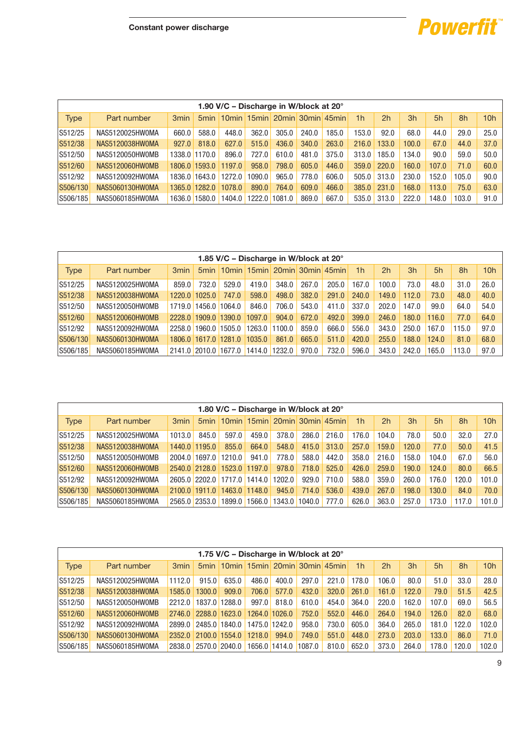## Constant power discharge

| 1.90 V/C – Discharge in W/block at 20° | | | | | | | | | | | | | | |
|---|---|---|---|---|---|---|---|---|---|---|---|---|---|---|
| Type | Part number | 3min | 5min | 10min | 15min | 20min | 30min | 45min | 1h | 2h | 3h | 5h | 8h | 10h |
| S512/25 | NAS5120025HW0MA | 660.0 | 588.0 | 448.0 | 362.0 | 305.0 | 240.0 | 185.0 | 153.0 | 92.0 | 68.0 | 44.0 | 29.0 | 25.0 |
| S512/38 | NAS5120038HW0MA | 927.0 | 818.0 | 627.0 | 515.0 | 436.0 | 340.0 | 263.0 | 216.0 | 133.0 | 100.0 | 67.0 | 44.0 | 37.0 |
| S512/50 | NAS5120050HW0MB | 1338.0 | 1170.0 | 896.0 | 727.0 | 610.0 | 481.0 | 375.0 | 313.0 | 185.0 | 134.0 | 90.0 | 59.0 | 50.0 |
| S512/60 | NAS5120060HW0MB | 1806.0 | 1593.0 | 1197.0 | 958.0 | 798.0 | 605.0 | 446.0 | 359.0 | 220.0 | 160.0 | 107.0 | 71.0 | 60.0 |
| S512/92 | NAS5120092HW0MA | 1836.0 | 1643.0 | 1272.0 | 1090.0 | 965.0 | 778.0 | 606.0 | 505.0 | 313.0 | 230.0 | 152.0 | 105.0 | 90.0 |
| S506/130 | NAS5060130HW0MA | 1365.0 | 1282.0 | 1078.0 | 890.0 | 764.0 | 609.0 | 466.0 | 385.0 | 231.0 | 168.0 | 113.0 | 75.0 | 63.0 |
| S506/185 | NAS5060185HW0MA | 1636.0 | 1580.0 | 1404.0 | 1222.0 | 1081.0 | 869.0 | 667.0 | 535.0 | 313.0 | 222.0 | 148.0 | 103.0 | 91.0 |

| 1.85 V/C – Discharge in W/block at 20° | | | | | | | | | | | | | | |
|---|---|---|---|---|---|---|---|---|---|---|---|---|---|---|
| Type | Part number | 3min | 5min | 10min | 15min | 20min | 30min | 45min | 1h | 2h | 3h | 5h | 8h | 10h |
| S512/25 | NAS5120025HW0MA | 859.0 | 732.0 | 529.0 | 419.0 | 348.0 | 267.0 | 205.0 | 167.0 | 100.0 | 73.0 | 48.0 | 31.0 | 26.0 |
| S512/38 | NAS5120038HW0MA | 1220.0 | 1025.0 | 747.0 | 598.0 | 498.0 | 382.0 | 291.0 | 240.0 | 149.0 | 112.0 | 73.0 | 48.0 | 40.0 |
| S512/50 | NAS5120050HW0MB | 1719.0 | 1456.0 | 1064.0 | 846.0 | 706.0 | 543.0 | 411.0 | 337.0 | 202.0 | 147.0 | 99.0 | 64.0 | 54.0 |
| S512/60 | NAS5120060HW0MB | 2228.0 | 1909.0 | 1390.0 | 1097.0 | 904.0 | 672.0 | 492.0 | 399.0 | 246.0 | 180.0 | 116.0 | 77.0 | 64.0 |
| S512/92 | NAS5120092HW0MA | 2258.0 | 1960.0 | 1505.0 | 1263.0 | 1100.0 | 859.0 | 666.0 | 556.0 | 343.0 | 250.0 | 167.0 | 115.0 | 97.0 |
| S506/130 | NAS5060130HW0MA | 1806.0 | 1617.0 | 1281.0 | 1035.0 | 861.0 | 665.0 | 511.0 | 420.0 | 255.0 | 188.0 | 124.0 | 81.0 | 68.0 |
| S506/185 | NAS5060185HW0MA | 2141.0 | 2010.0 | 1677.0 | 1414.0 | 1232.0 | 970.0 | 732.0 | 596.0 | 343.0 | 242.0 | 165.0 | 113.0 | 97.0 |

| 1.80 V/C – Discharge in W/block at 20° | | | | | | | | | | | | | | |
|---|---|---|---|---|---|---|---|---|---|---|---|---|---|---|
| Type | Part number | 3min | 5min | 10min | 15min | 20min | 30min | 45min | 1h | 2h | 3h | 5h | 8h | 10h |
| S512/25 | NAS5120025HW0MA | 1013.0 | 845.0 | 597.0 | 459.0 | 378.0 | 286.0 | 216.0 | 176.0 | 104.0 | 78.0 | 50.0 | 32.0 | 27.0 |
| S512/38 | NAS5120038HW0MA | 1440.0 | 1195.0 | 855.0 | 664.0 | 548.0 | 415.0 | 313.0 | 257.0 | 159.0 | 120.0 | 77.0 | 50.0 | 41.5 |
| S512/50 | NAS5120050HW0MB | 2004.0 | 1697.0 | 1210.0 | 941.0 | 778.0 | 588.0 | 442.0 | 358.0 | 216.0 | 158.0 | 104.0 | 67.0 | 56.0 |
| S512/60 | NAS5120060HW0MB | 2540.0 | 2128.0 | 1523.0 | 1197.0 | 978.0 | 718.0 | 525.0 | 426.0 | 259.0 | 190.0 | 124.0 | 80.0 | 66.5 |
| S512/92 | NAS5120092HW0MA | 2605.0 | 2202.0 | 1717.0 | 1414.0 | 1202.0 | 929.0 | 710.0 | 588.0 | 359.0 | 260.0 | 176.0 | 120.0 | 101.0 |
| S506/130 | NAS5060130HW0MA | 2100.0 | 1911.0 | 1463.0 | 1148.0 | 945.0 | 714.0 | 536.0 | 439.0 | 267.0 | 198.0 | 130.0 | 84.0 | 70.0 |
| S506/185 | NAS5060185HW0MA | 2565.0 | 2353.0 | 1899.0 | 1566.0 | 1343.0 | 1040.0 | 777.0 | 626.0 | 363.0 | 257.0 | 173.0 | 117.0 | 101.0 |

| 1.75 V/C – Discharge in W/block at 20° | | | | | | | | | | | | | | |
|---|---|---|---|---|---|---|---|---|---|---|---|---|---|---|
| Type | Part number | 3min | 5min | 10min | 15min | 20min | 30min | 45min | 1h | 2h | 3h | 5h | 8h | 10h |
| S512/25 | NAS5120025HW0MA | 1112.0 | 915.0 | 635.0 | 486.0 | 400.0 | 297.0 | 221.0 | 178.0 | 106.0 | 80.0 | 51.0 | 33.0 | 28.0 |
| S512/38 | NAS5120038HW0MA | 1585.0 | 1300.0 | 909.0 | 706.0 | 577.0 | 432.0 | 320.0 | 261.0 | 161.0 | 122.0 | 79.0 | 51.5 | 42.5 |
| S512/50 | NAS5120050HW0MB | 2212.0 | 1837.0 | 1288.0 | 997.0 | 818.0 | 610.0 | 454.0 | 364.0 | 220.0 | 162.0 | 107.0 | 69.0 | 56.5 |
| S512/60 | NAS5120060HW0MB | 2746.0 | 2288.0 | 1623.0 | 1264.0 | 1026.0 | 752.0 | 552.0 | 446.0 | 264.0 | 194.0 | 126.0 | 82.0 | 68.0 |
| S512/92 | NAS5120092HW0MA | 2899.0 | 2485.0 | 1840.0 | 1475.0 | 1242.0 | 958.0 | 730.0 | 605.0 | 364.0 | 265.0 | 181.0 | 122.0 | 102.0 |
| S506/130 | NAS5060130HW0MA | 2352.0 | 2100.0 | 1554.0 | 1218.0 | 994.0 | 749.0 | 551.0 | 448.0 | 273.0 | 203.0 | 133.0 | 86.0 | 71.0 |
| S506/185 | NAS5060185HW0MA | 2838.0 | 2570.0 | 2040.0 | 1656.0 | 1414.0 | 1087.0 | 810.0 | 652.0 | 373.0 | 264.0 | 178.0 | 120.0 | 102.0 |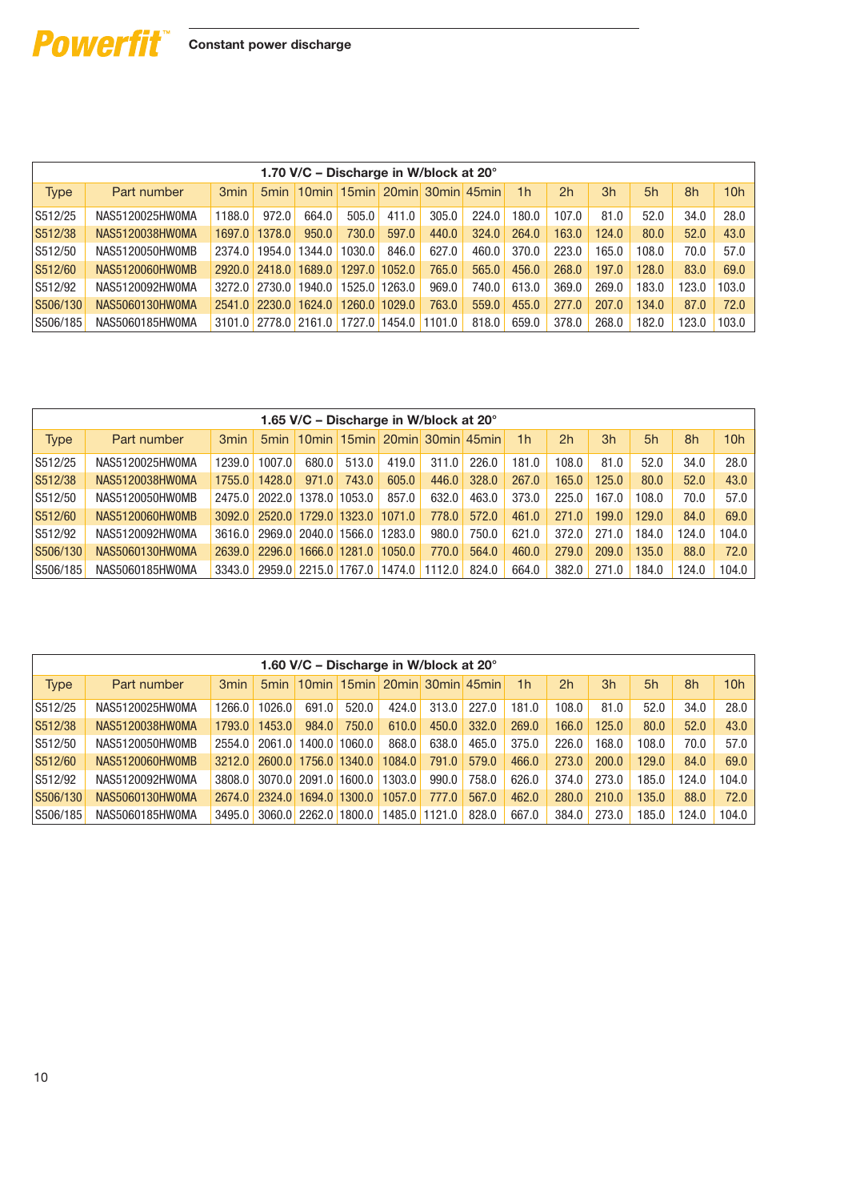Powerfit™

## Constant power discharge

| 1.70 V/C – Discharge in W/block at 20° | | | | | | | | | | | | | | |
|---|---|---|---|---|---|---|---|---|---|---|---|---|---|---|
| Type | Part number | 3min | 5min | 10min | 15min | 20min | 30min | 45min | 1h | 2h | 3h | 5h | 8h | 10h |
| S512/25 | NAS5120025HW0MA | 1188.0 | 972.0 | 664.0 | 505.0 | 411.0 | 305.0 | 224.0 | 180.0 | 107.0 | 81.0 | 52.0 | 34.0 | 28.0 |
| S512/38 | NAS5120038HW0MA | 1697.0 | 1378.0 | 950.0 | 730.0 | 597.0 | 440.0 | 324.0 | 264.0 | 163.0 | 124.0 | 80.0 | 52.0 | 43.0 |
| S512/50 | NAS5120050HW0MB | 2374.0 | 1954.0 | 1344.0 | 1030.0 | 846.0 | 627.0 | 460.0 | 370.0 | 223.0 | 165.0 | 108.0 | 70.0 | 57.0 |
| S512/60 | NAS5120060HW0MB | 2920.0 | 2418.0 | 1689.0 | 1297.0 | 1052.0 | 765.0 | 565.0 | 456.0 | 268.0 | 197.0 | 128.0 | 83.0 | 69.0 |
| S512/92 | NAS5120092HW0MA | 3272.0 | 2730.0 | 1940.0 | 1525.0 | 1263.0 | 969.0 | 740.0 | 613.0 | 369.0 | 269.0 | 183.0 | 123.0 | 103.0 |
| S506/130 | NAS5060130HW0MA | 2541.0 | 2230.0 | 1624.0 | 1260.0 | 1029.0 | 763.0 | 559.0 | 455.0 | 277.0 | 207.0 | 134.0 | 87.0 | 72.0 |
| S506/185 | NAS5060185HW0MA | 3101.0 | 2778.0 | 2161.0 | 1727.0 | 1454.0 | 1101.0 | 818.0 | 659.0 | 378.0 | 268.0 | 182.0 | 123.0 | 103.0 |

| 1.65 V/C – Discharge in W/block at 20° | | | | | | | | | | | | | | |
|---|---|---|---|---|---|---|---|---|---|---|---|---|---|---|
| Type | Part number | 3min | 5min | 10min | 15min | 20min | 30min | 45min | 1h | 2h | 3h | 5h | 8h | 10h |
| S512/25 | NAS5120025HW0MA | 1239.0 | 1007.0 | 680.0 | 513.0 | 419.0 | 311.0 | 226.0 | 181.0 | 108.0 | 81.0 | 52.0 | 34.0 | 28.0 |
| S512/38 | NAS5120038HW0MA | 1755.0 | 1428.0 | 971.0 | 743.0 | 605.0 | 446.0 | 328.0 | 267.0 | 165.0 | 125.0 | 80.0 | 52.0 | 43.0 |
| S512/50 | NAS5120050HW0MB | 2475.0 | 2022.0 | 1378.0 | 1053.0 | 857.0 | 632.0 | 463.0 | 373.0 | 225.0 | 167.0 | 108.0 | 70.0 | 57.0 |
| S512/60 | NAS5120060HW0MB | 3092.0 | 2520.0 | 1729.0 | 1323.0 | 1071.0 | 778.0 | 572.0 | 461.0 | 271.0 | 199.0 | 129.0 | 84.0 | 69.0 |
| S512/92 | NAS5120092HW0MA | 3616.0 | 2969.0 | 2040.0 | 1566.0 | 1283.0 | 980.0 | 750.0 | 621.0 | 372.0 | 271.0 | 184.0 | 124.0 | 104.0 |
| S506/130 | NAS5060130HW0MA | 2639.0 | 2296.0 | 1666.0 | 1281.0 | 1050.0 | 770.0 | 564.0 | 460.0 | 279.0 | 209.0 | 135.0 | 88.0 | 72.0 |
| S506/185 | NAS5060185HW0MA | 3343.0 | 2959.0 | 2215.0 | 1767.0 | 1474.0 | 1112.0 | 824.0 | 664.0 | 382.0 | 271.0 | 184.0 | 124.0 | 104.0 |

| 1.60 V/C – Discharge in W/block at 20° | | | | | | | | | | | | | | |
|---|---|---|---|---|---|---|---|---|---|---|---|---|---|---|
| Type | Part number | 3min | 5min | 10min | 15min | 20min | 30min | 45min | 1h | 2h | 3h | 5h | 8h | 10h |
| S512/25 | NAS5120025HW0MA | 1266.0 | 1026.0 | 691.0 | 520.0 | 424.0 | 313.0 | 227.0 | 181.0 | 108.0 | 81.0 | 52.0 | 34.0 | 28.0 |
| S512/38 | NAS5120038HW0MA | 1793.0 | 1453.0 | 984.0 | 750.0 | 610.0 | 450.0 | 332.0 | 269.0 | 166.0 | 125.0 | 80.0 | 52.0 | 43.0 |
| S512/50 | NAS5120050HW0MB | 2554.0 | 2061.0 | 1400.0 | 1060.0 | 868.0 | 638.0 | 465.0 | 375.0 | 226.0 | 168.0 | 108.0 | 70.0 | 57.0 |
| S512/60 | NAS5120060HW0MB | 3212.0 | 2600.0 | 1756.0 | 1340.0 | 1084.0 | 791.0 | 579.0 | 466.0 | 273.0 | 200.0 | 129.0 | 84.0 | 69.0 |
| S512/92 | NAS5120092HW0MA | 3808.0 | 3070.0 | 2091.0 | 1600.0 | 1303.0 | 990.0 | 758.0 | 626.0 | 374.0 | 273.0 | 185.0 | 124.0 | 104.0 |
| S506/130 | NAS5060130HW0MA | 2674.0 | 2324.0 | 1694.0 | 1300.0 | 1057.0 | 777.0 | 567.0 | 462.0 | 280.0 | 210.0 | 135.0 | 88.0 | 72.0 |
| S506/185 | NAS5060185HW0MA | 3495.0 | 3060.0 | 2262.0 | 1800.0 | 1485.0 | 1121.0 | 828.0 | 667.0 | 384.0 | 273.0 | 185.0 | 124.0 | 104.0 |